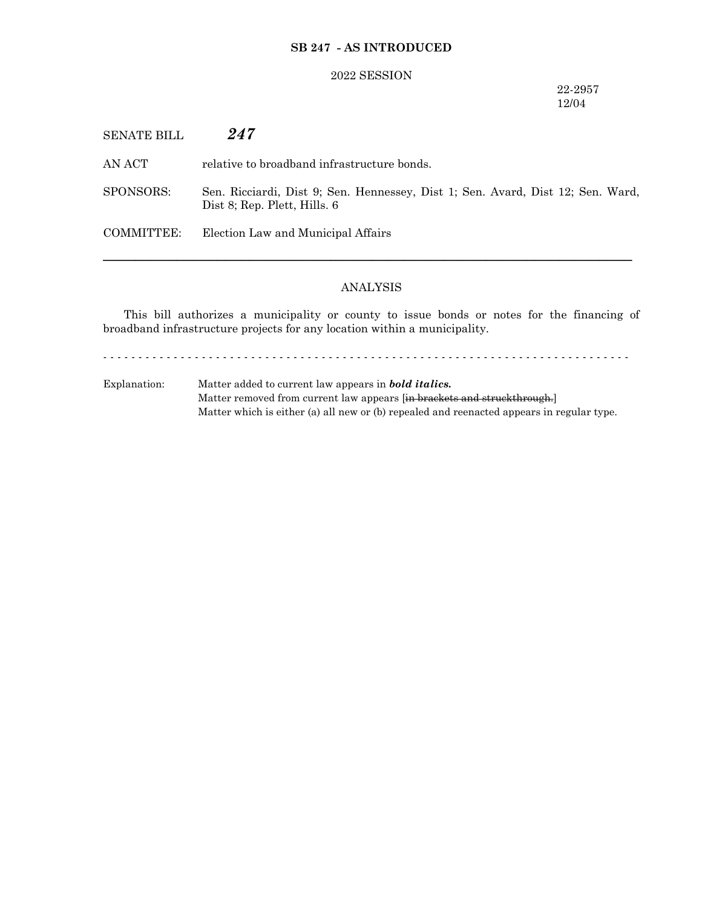**SB 247 - AS INTRODUCED**

2022 SESSION

22-2957
12/04

SENATE BILL ***247***

AN ACT relative to broadband infrastructure bonds.

SPONSORS: Sen. Ricciardi, Dist 9; Sen. Hennessey, Dist 1; Sen. Avard, Dist 12; Sen. Ward, Dist 8; Rep. Plett, Hills. 6

COMMITTEE: Election Law and Municipal Affairs

---

ANALYSIS

This bill authorizes a municipality or county to issue bonds or notes for the financing of broadband infrastructure projects for any location within a municipality.

- - - - - - - - - - - - - - - - - - - - - - - - - - - - - - - - - - - - - - - - - - - - - - - - - - - - - - - - - - - - - - - - - - - - - - - - - -

Explanation: Matter added to current law appears in ***bold italics.***
Matter removed from current law appears [~~in brackets and struckthrough.~~]
Matter which is either (a) all new or (b) repealed and reenacted appears in regular type.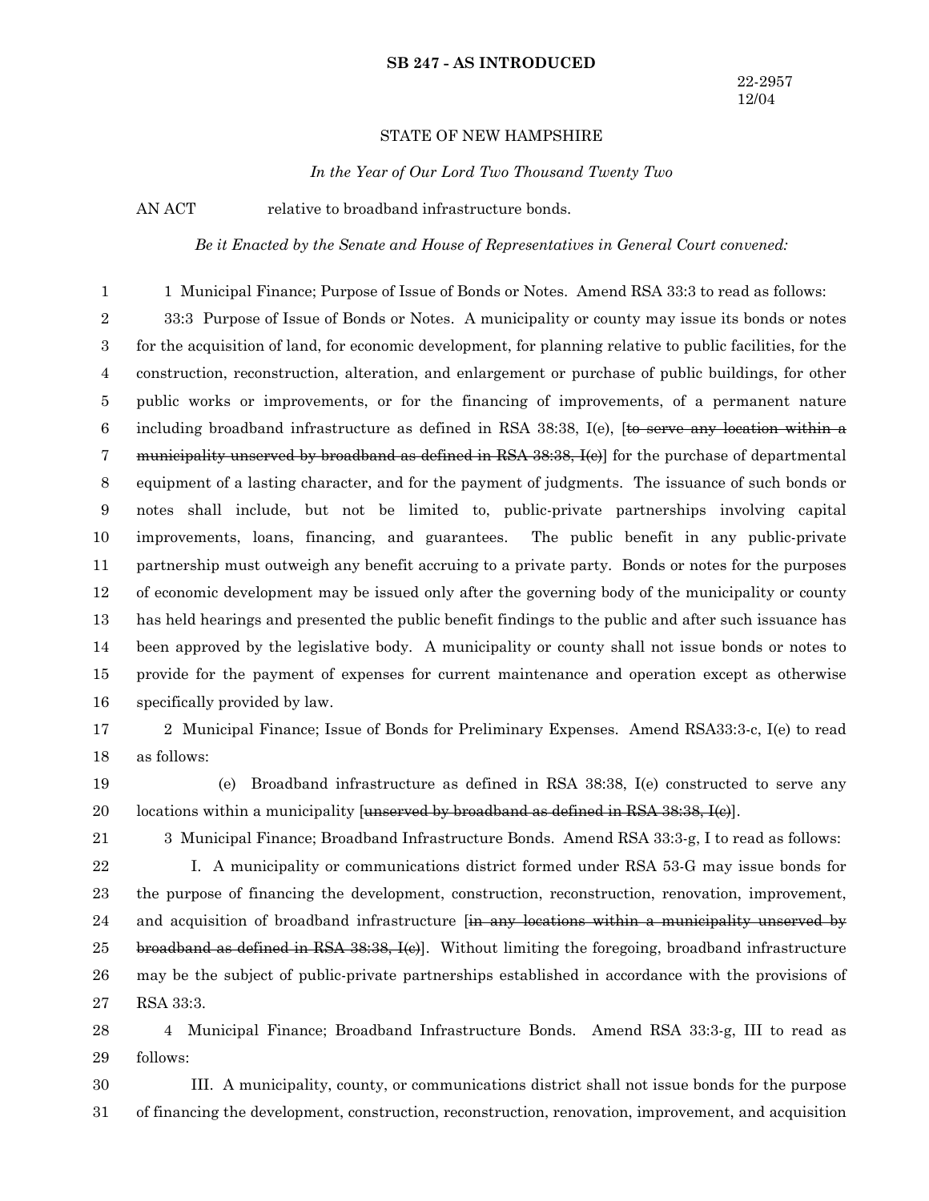**SB 247 - AS INTRODUCED**

22-2957
12/04

STATE OF NEW HAMPSHIRE

*In the Year of Our Lord Two Thousand Twenty Two*

AN ACT relative to broadband infrastructure bonds.

*Be it Enacted by the Senate and House of Representatives in General Court convened:*

1 Municipal Finance; Purpose of Issue of Bonds or Notes. Amend RSA 33:3 to read as follows:

33:3 Purpose of Issue of Bonds or Notes. A municipality or county may issue its bonds or notes for the acquisition of land, for economic development, for planning relative to public facilities, for the construction, reconstruction, alteration, and enlargement or purchase of public buildings, for other public works or improvements, or for the financing of improvements, of a permanent nature including broadband infrastructure as defined in RSA 38:38, I(e), [~~to serve any location within a municipality unserved by broadband as defined in RSA 38:38, I(c)~~] for the purchase of departmental equipment of a lasting character, and for the payment of judgments. The issuance of such bonds or notes shall include, but not be limited to, public-private partnerships involving capital improvements, loans, financing, and guarantees. The public benefit in any public-private partnership must outweigh any benefit accruing to a private party. Bonds or notes for the purposes of economic development may be issued only after the governing body of the municipality or county has held hearings and presented the public benefit findings to the public and after such issuance has been approved by the legislative body. A municipality or county shall not issue bonds or notes to provide for the payment of expenses for current maintenance and operation except as otherwise specifically provided by law.

2 Municipal Finance; Issue of Bonds for Preliminary Expenses. Amend RSA33:3-c, I(e) to read as follows:

(e) Broadband infrastructure as defined in RSA 38:38, I(e) constructed to serve any locations within a municipality [~~unserved by broadband as defined in RSA 38:38, I(c)~~].

3 Municipal Finance; Broadband Infrastructure Bonds. Amend RSA 33:3-g, I to read as follows:

I. A municipality or communications district formed under RSA 53-G may issue bonds for the purpose of financing the development, construction, reconstruction, renovation, improvement, and acquisition of broadband infrastructure [~~in any locations within a municipality unserved by broadband as defined in RSA 38:38, I(c)~~]. Without limiting the foregoing, broadband infrastructure may be the subject of public-private partnerships established in accordance with the provisions of RSA 33:3.

4 Municipal Finance; Broadband Infrastructure Bonds. Amend RSA 33:3-g, III to read as follows:

III. A municipality, county, or communications district shall not issue bonds for the purpose of financing the development, construction, reconstruction, renovation, improvement, and acquisition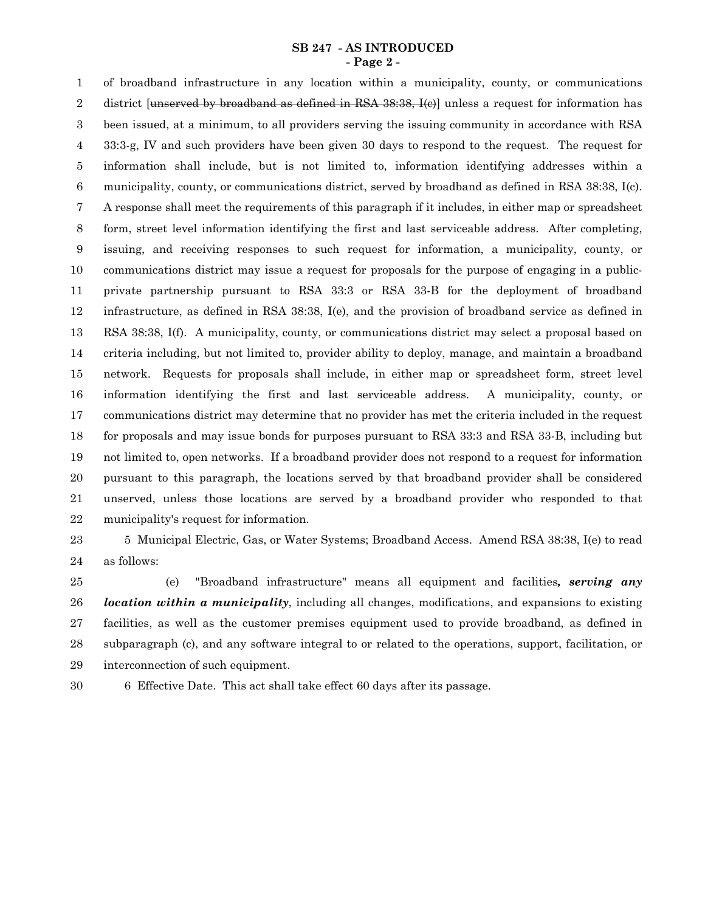of broadband infrastructure in any location within a municipality, county, or communications district [~~unserved by broadband as defined in RSA 38:38, I(c)~~] unless a request for information has been issued, at a minimum, to all providers serving the issuing community in accordance with RSA 33:3-g, IV and such providers have been given 30 days to respond to the request. The request for information shall include, but is not limited to, information identifying addresses within a municipality, county, or communications district, served by broadband as defined in RSA 38:38, I(c). A response shall meet the requirements of this paragraph if it includes, in either map or spreadsheet form, street level information identifying the first and last serviceable address. After completing, issuing, and receiving responses to such request for information, a municipality, county, or communications district may issue a request for proposals for the purpose of engaging in a public-private partnership pursuant to RSA 33:3 or RSA 33-B for the deployment of broadband infrastructure, as defined in RSA 38:38, I(e), and the provision of broadband service as defined in RSA 38:38, I(f). A municipality, county, or communications district may select a proposal based on criteria including, but not limited to, provider ability to deploy, manage, and maintain a broadband network. Requests for proposals shall include, in either map or spreadsheet form, street level information identifying the first and last serviceable address. A municipality, county, or communications district may determine that no provider has met the criteria included in the request for proposals and may issue bonds for purposes pursuant to RSA 33:3 and RSA 33-B, including but not limited to, open networks. If a broadband provider does not respond to a request for information pursuant to this paragraph, the locations served by that broadband provider shall be considered unserved, unless those locations are served by a broadband provider who responded to that municipality's request for information.

5 Municipal Electric, Gas, or Water Systems; Broadband Access. Amend RSA 38:38, I(e) to read as follows:

(e) "Broadband infrastructure" means all equipment and facilities***, serving any location within a municipality***, including all changes, modifications, and expansions to existing facilities, as well as the customer premises equipment used to provide broadband, as defined in subparagraph (c), and any software integral to or related to the operations, support, facilitation, or interconnection of such equipment.

6 Effective Date. This act shall take effect 60 days after its passage.